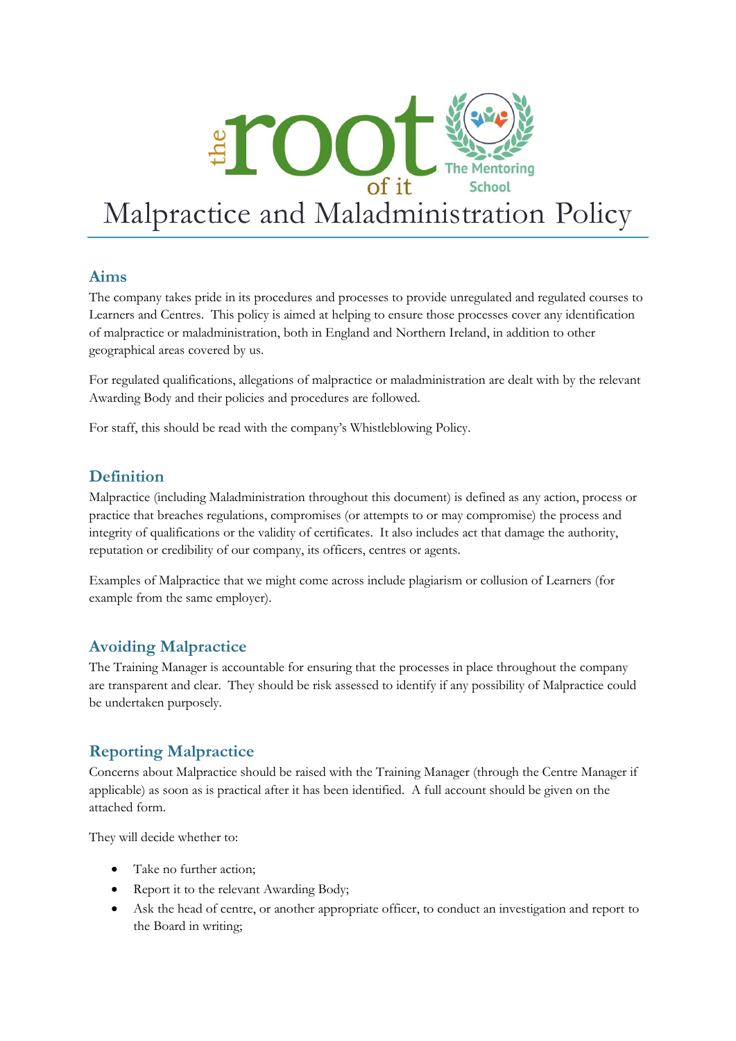# Malpractice and Maladministration Policy

## Aims

The company takes pride in its procedures and processes to provide unregulated and regulated courses to Learners and Centres. This policy is aimed at helping to ensure those processes cover any identification of malpractice or maladministration, both in England and Northern Ireland, in addition to other geographical areas covered by us.

For regulated qualifications, allegations of malpractice or maladministration are dealt with by the relevant Awarding Body and their policies and procedures are followed.

For staff, this should be read with the company's Whistleblowing Policy.

## Definition

Malpractice (including Maladministration throughout this document) is defined as any action, process or practice that breaches regulations, compromises (or attempts to or may compromise) the process and integrity of qualifications or the validity of certificates. It also includes act that damage the authority, reputation or credibility of our company, its officers, centres or agents.

Examples of Malpractice that we might come across include plagiarism or collusion of Learners (for example from the same employer).

## Avoiding Malpractice

The Training Manager is accountable for ensuring that the processes in place throughout the company are transparent and clear. They should be risk assessed to identify if any possibility of Malpractice could be undertaken purposely.

## Reporting Malpractice

Concerns about Malpractice should be raised with the Training Manager (through the Centre Manager if applicable) as soon as is practical after it has been identified. A full account should be given on the attached form.

They will decide whether to:

- Take no further action;
- Report it to the relevant Awarding Body;
- Ask the head of centre, or another appropriate officer, to conduct an investigation and report to the Board in writing;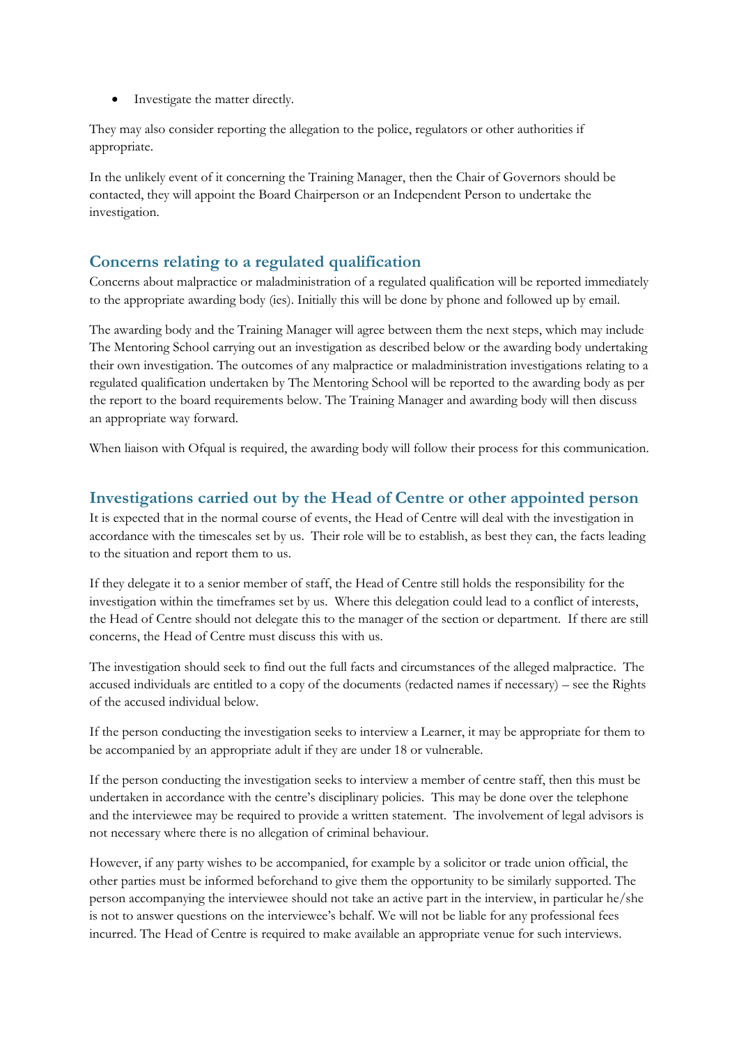- Investigate the matter directly.

They may also consider reporting the allegation to the police, regulators or other authorities if appropriate.

In the unlikely event of it concerning the Training Manager, then the Chair of Governors should be contacted, they will appoint the Board Chairperson or an Independent Person to undertake the investigation.

## Concerns relating to a regulated qualification

Concerns about malpractice or maladministration of a regulated qualification will be reported immediately to the appropriate awarding body (ies). Initially this will be done by phone and followed up by email.

The awarding body and the Training Manager will agree between them the next steps, which may include The Mentoring School carrying out an investigation as described below or the awarding body undertaking their own investigation. The outcomes of any malpractice or maladministration investigations relating to a regulated qualification undertaken by The Mentoring School will be reported to the awarding body as per the report to the board requirements below. The Training Manager and awarding body will then discuss an appropriate way forward.

When liaison with Ofqual is required, the awarding body will follow their process for this communication.

## Investigations carried out by the Head of Centre or other appointed person

It is expected that in the normal course of events, the Head of Centre will deal with the investigation in accordance with the timescales set by us. Their role will be to establish, as best they can, the facts leading to the situation and report them to us.

If they delegate it to a senior member of staff, the Head of Centre still holds the responsibility for the investigation within the timeframes set by us. Where this delegation could lead to a conflict of interests, the Head of Centre should not delegate this to the manager of the section or department. If there are still concerns, the Head of Centre must discuss this with us.

The investigation should seek to find out the full facts and circumstances of the alleged malpractice. The accused individuals are entitled to a copy of the documents (redacted names if necessary) – see the Rights of the accused individual below.

If the person conducting the investigation seeks to interview a Learner, it may be appropriate for them to be accompanied by an appropriate adult if they are under 18 or vulnerable.

If the person conducting the investigation seeks to interview a member of centre staff, then this must be undertaken in accordance with the centre's disciplinary policies. This may be done over the telephone and the interviewee may be required to provide a written statement. The involvement of legal advisors is not necessary where there is no allegation of criminal behaviour.

However, if any party wishes to be accompanied, for example by a solicitor or trade union official, the other parties must be informed beforehand to give them the opportunity to be similarly supported. The person accompanying the interviewee should not take an active part in the interview, in particular he/she is not to answer questions on the interviewee's behalf. We will not be liable for any professional fees incurred. The Head of Centre is required to make available an appropriate venue for such interviews.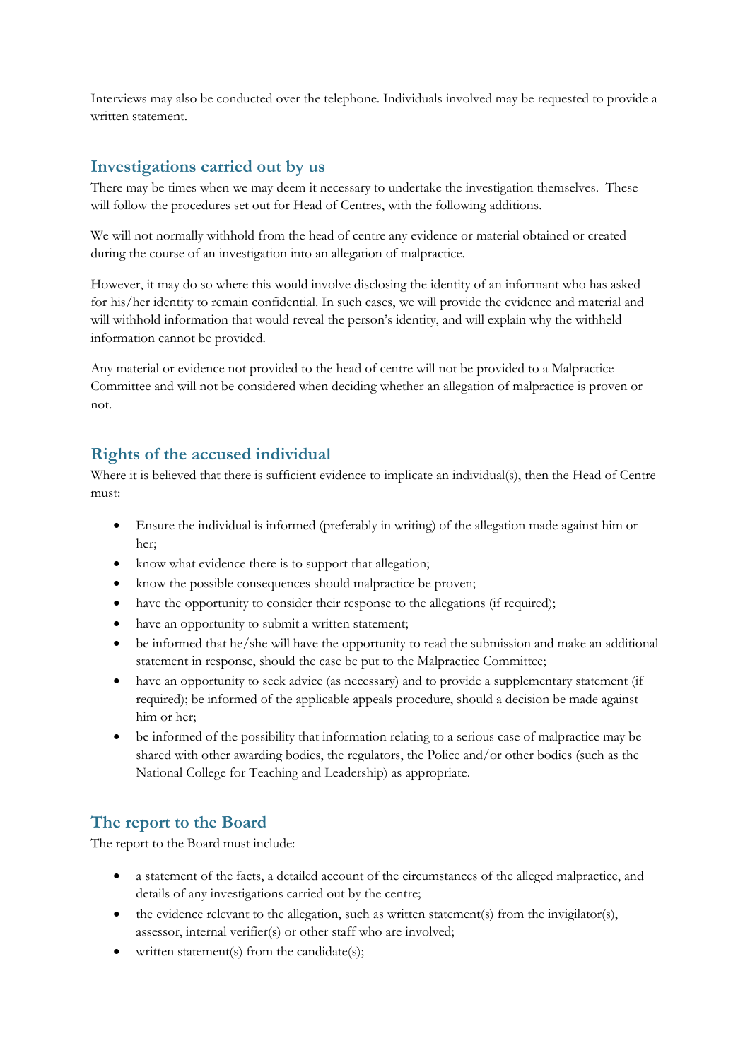Interviews may also be conducted over the telephone. Individuals involved may be requested to provide a written statement.

## Investigations carried out by us

There may be times when we may deem it necessary to undertake the investigation themselves. These will follow the procedures set out for Head of Centres, with the following additions.

We will not normally withhold from the head of centre any evidence or material obtained or created during the course of an investigation into an allegation of malpractice.

However, it may do so where this would involve disclosing the identity of an informant who has asked for his/her identity to remain confidential. In such cases, we will provide the evidence and material and will withhold information that would reveal the person's identity, and will explain why the withheld information cannot be provided.

Any material or evidence not provided to the head of centre will not be provided to a Malpractice Committee and will not be considered when deciding whether an allegation of malpractice is proven or not.

## Rights of the accused individual

Where it is believed that there is sufficient evidence to implicate an individual(s), then the Head of Centre must:

- Ensure the individual is informed (preferably in writing) of the allegation made against him or her;
- know what evidence there is to support that allegation;
- know the possible consequences should malpractice be proven;
- have the opportunity to consider their response to the allegations (if required);
- have an opportunity to submit a written statement;
- be informed that he/she will have the opportunity to read the submission and make an additional statement in response, should the case be put to the Malpractice Committee;
- have an opportunity to seek advice (as necessary) and to provide a supplementary statement (if required); be informed of the applicable appeals procedure, should a decision be made against him or her;
- be informed of the possibility that information relating to a serious case of malpractice may be shared with other awarding bodies, the regulators, the Police and/or other bodies (such as the National College for Teaching and Leadership) as appropriate.

## The report to the Board

The report to the Board must include:

- a statement of the facts, a detailed account of the circumstances of the alleged malpractice, and details of any investigations carried out by the centre;
- the evidence relevant to the allegation, such as written statement(s) from the invigilator(s), assessor, internal verifier(s) or other staff who are involved;
- written statement(s) from the candidate(s);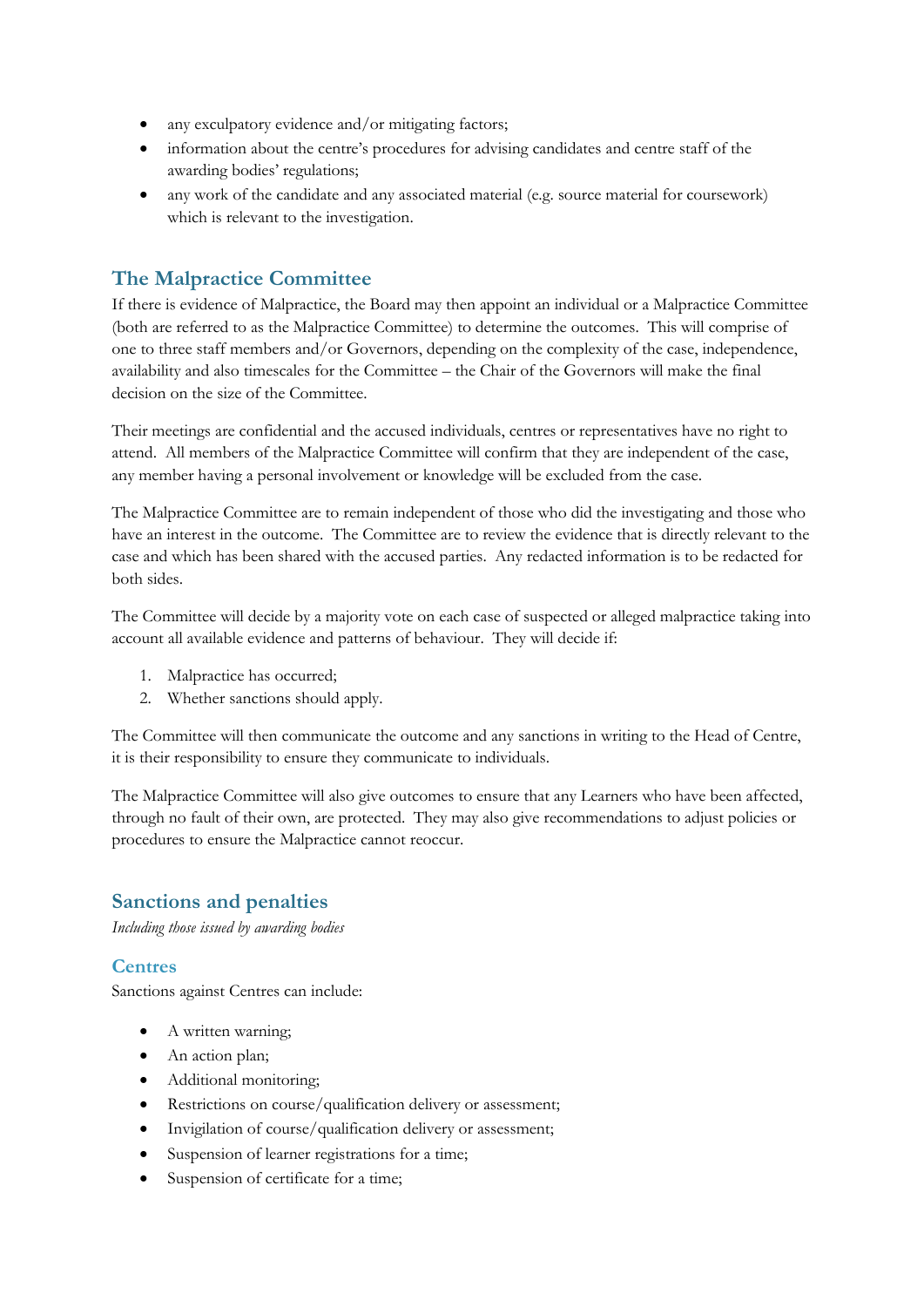- any exculpatory evidence and/or mitigating factors;
- information about the centre's procedures for advising candidates and centre staff of the awarding bodies' regulations;
- any work of the candidate and any associated material (e.g. source material for coursework) which is relevant to the investigation.

## The Malpractice Committee

If there is evidence of Malpractice, the Board may then appoint an individual or a Malpractice Committee (both are referred to as the Malpractice Committee) to determine the outcomes. This will comprise of one to three staff members and/or Governors, depending on the complexity of the case, independence, availability and also timescales for the Committee – the Chair of the Governors will make the final decision on the size of the Committee.

Their meetings are confidential and the accused individuals, centres or representatives have no right to attend. All members of the Malpractice Committee will confirm that they are independent of the case, any member having a personal involvement or knowledge will be excluded from the case.

The Malpractice Committee are to remain independent of those who did the investigating and those who have an interest in the outcome. The Committee are to review the evidence that is directly relevant to the case and which has been shared with the accused parties. Any redacted information is to be redacted for both sides.

The Committee will decide by a majority vote on each case of suspected or alleged malpractice taking into account all available evidence and patterns of behaviour. They will decide if:

1. Malpractice has occurred;
2. Whether sanctions should apply.

The Committee will then communicate the outcome and any sanctions in writing to the Head of Centre, it is their responsibility to ensure they communicate to individuals.

The Malpractice Committee will also give outcomes to ensure that any Learners who have been affected, through no fault of their own, are protected. They may also give recommendations to adjust policies or procedures to ensure the Malpractice cannot reoccur.

## Sanctions and penalties

*Including those issued by awarding bodies*

### Centres

Sanctions against Centres can include:

- A written warning;
- An action plan;
- Additional monitoring;
- Restrictions on course/qualification delivery or assessment;
- Invigilation of course/qualification delivery or assessment;
- Suspension of learner registrations for a time;
- Suspension of certificate for a time;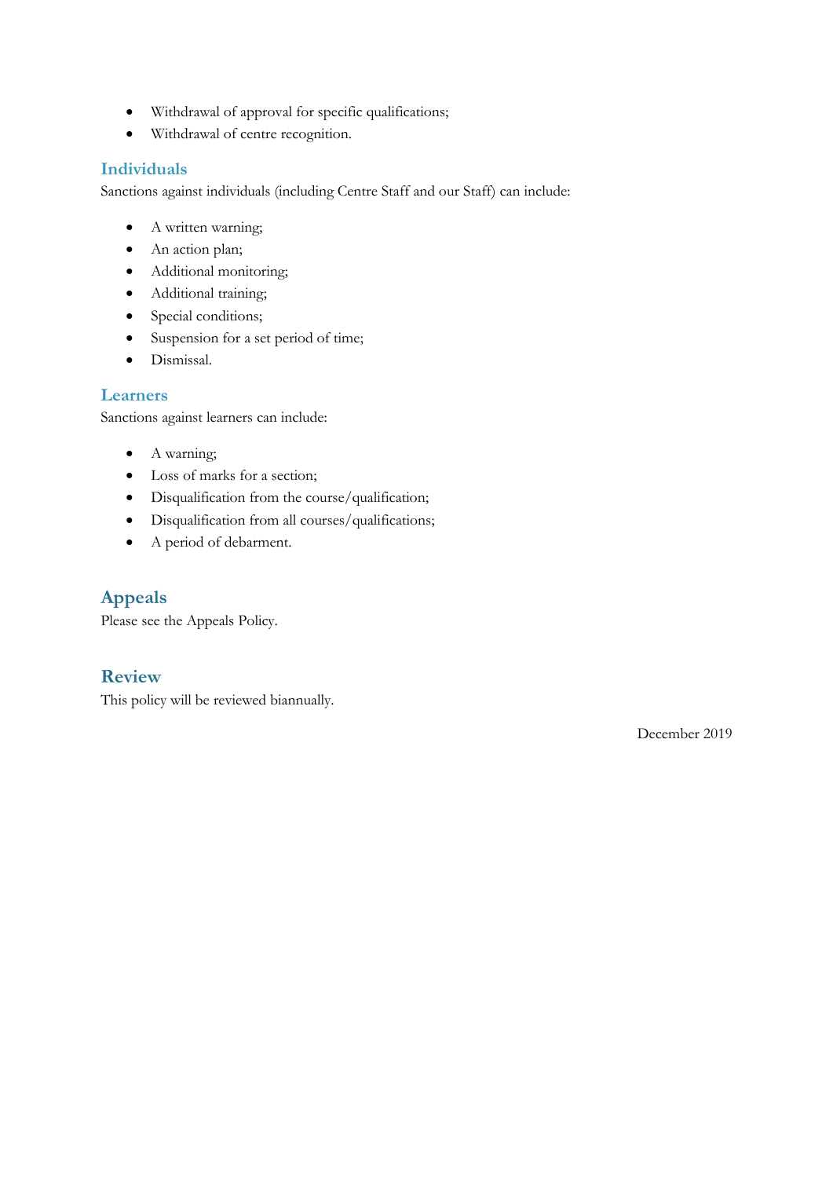- Withdrawal of approval for specific qualifications;
- Withdrawal of centre recognition.

### Individuals

Sanctions against individuals (including Centre Staff and our Staff) can include:

- A written warning;
- An action plan;
- Additional monitoring;
- Additional training;
- Special conditions;
- Suspension for a set period of time;
- Dismissal.

### Learners

Sanctions against learners can include:

- A warning;
- Loss of marks for a section;
- Disqualification from the course/qualification;
- Disqualification from all courses/qualifications;
- A period of debarment.

## Appeals

Please see the Appeals Policy.

## Review

This policy will be reviewed biannually.

December 2019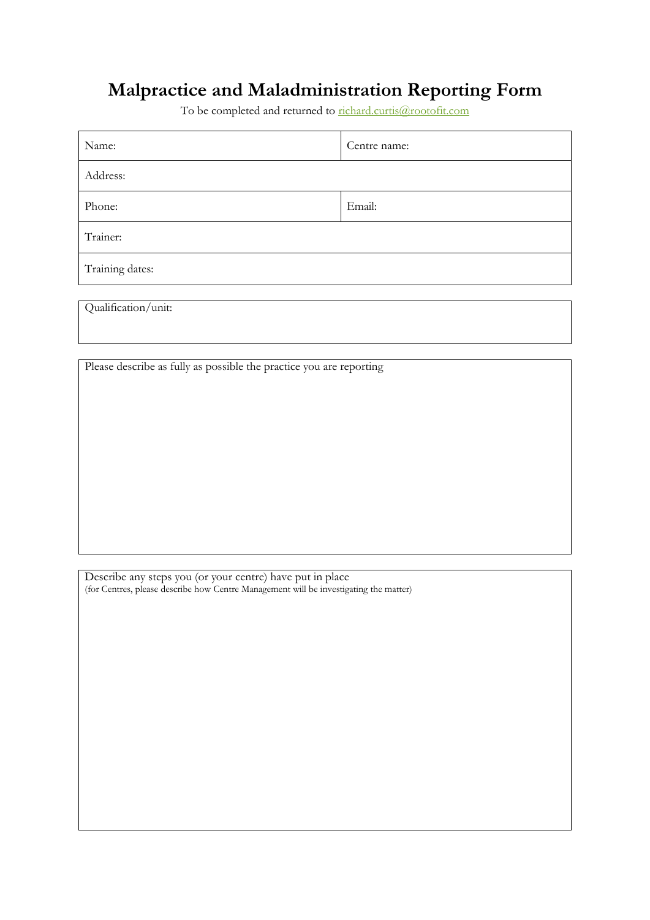# Malpractice and Maladministration Reporting Form

To be completed and returned to richard.curtis@rootofit.com

| Name: | Centre name: |
| --- | --- |
| Address: | |
| Phone: | Email: |
| Trainer: | |
| Training dates: | |

| Qualification/unit: |
| --- |
| |

| Please describe as fully as possible the practice you are reporting |
| --- |
| |

| Describe any steps you (or your centre) have put in place<br>(for Centres, please describe how Centre Management will be investigating the matter) |
| --- |
| |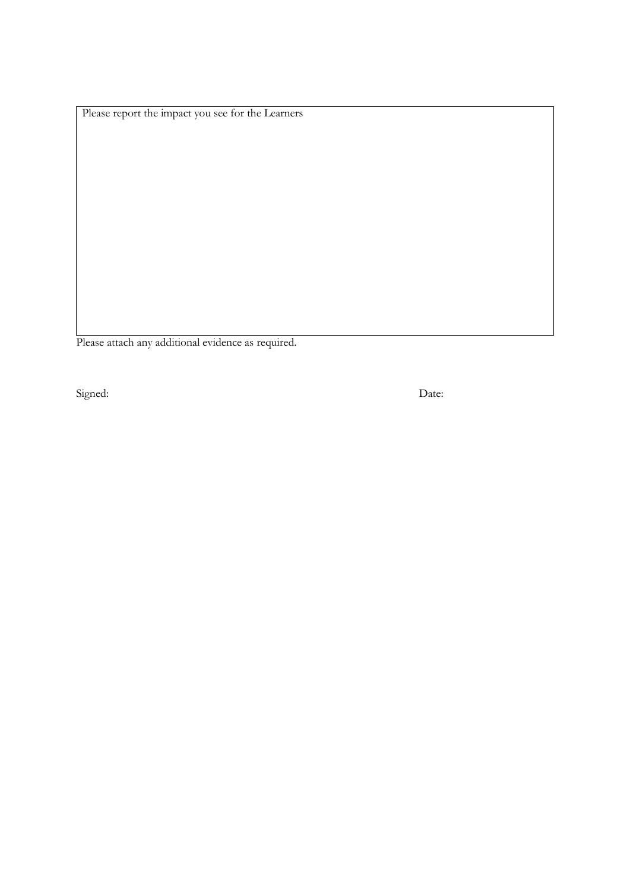| Please report the impact you see for the Learners |
| --- |
| |

Please attach any additional evidence as required.

Signed: Date: